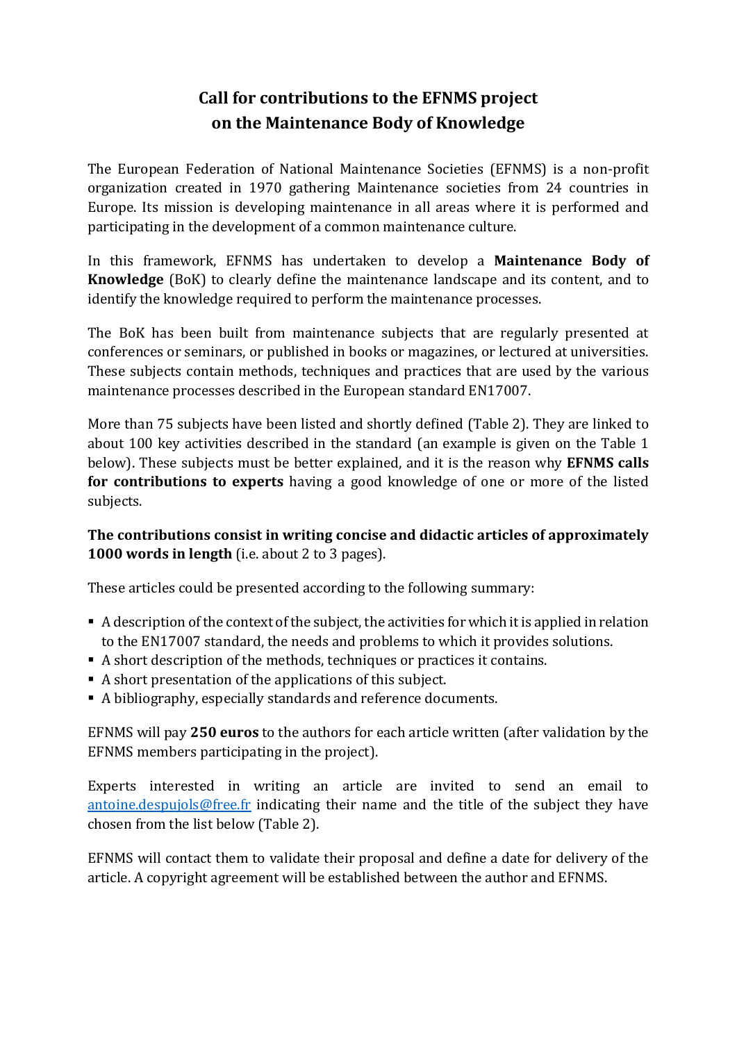# Call for contributions to the EFNMS project on the Maintenance Body of Knowledge

The European Federation of National Maintenance Societies (EFNMS) is a non-profit organization created in 1970 gathering Maintenance societies from 24 countries in Europe. Its mission is developing maintenance in all areas where it is performed and participating in the development of a common maintenance culture.

In this framework, EFNMS has undertaken to develop a **Maintenance Body of Knowledge** (BoK) to clearly define the maintenance landscape and its content, and to identify the knowledge required to perform the maintenance processes.

The BoK has been built from maintenance subjects that are regularly presented at conferences or seminars, or published in books or magazines, or lectured at universities. These subjects contain methods, techniques and practices that are used by the various maintenance processes described in the European standard EN17007.

More than 75 subjects have been listed and shortly defined (Table 2). They are linked to about 100 key activities described in the standard (an example is given on the Table 1 below). These subjects must be better explained, and it is the reason why **EFNMS calls for contributions to experts** having a good knowledge of one or more of the listed subjects.

**The contributions consist in writing concise and didactic articles of approximately 1000 words in length** (i.e. about 2 to 3 pages).

These articles could be presented according to the following summary:

- A description of the context of the subject, the activities for which it is applied in relation to the EN17007 standard, the needs and problems to which it provides solutions.
- A short description of the methods, techniques or practices it contains.
- A short presentation of the applications of this subject.
- A bibliography, especially standards and reference documents.

EFNMS will pay **250 euros** to the authors for each article written (after validation by the EFNMS members participating in the project).

Experts interested in writing an article are invited to send an email to antoine.despujols@free.fr indicating their name and the title of the subject they have chosen from the list below (Table 2).

EFNMS will contact them to validate their proposal and define a date for delivery of the article. A copyright agreement will be established between the author and EFNMS.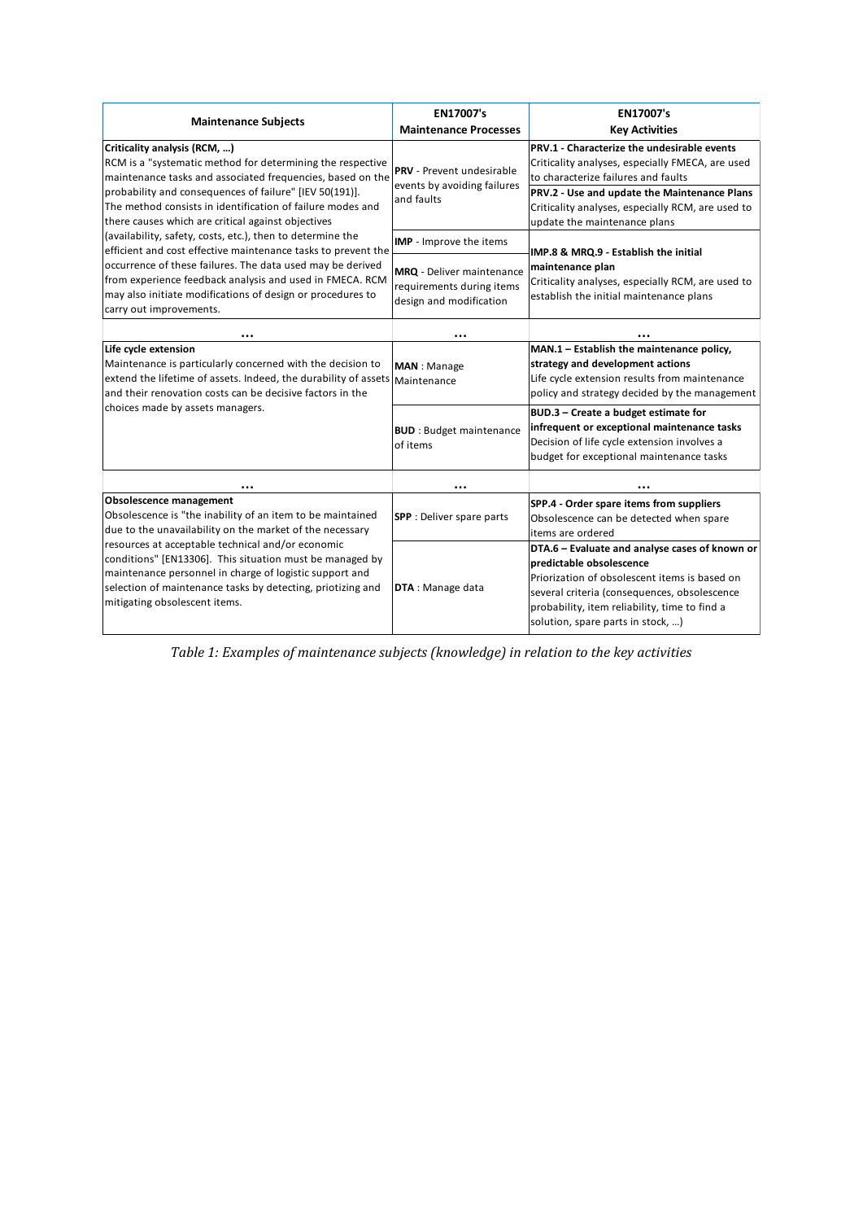| Maintenance Subjects | EN17007's Maintenance Processes | EN17007's Key Activities |
|---|---|---|
| **Criticality analysis (RCM, …)** RCM is a "systematic method for determining the respective maintenance tasks and associated frequencies, based on the probability and consequences of failure" [IEV 50(191)]. The method consists in identification of failure modes and there causes which are critical against objectives (availability, safety, costs, etc.), then to determine the efficient and cost effective maintenance tasks to prevent the occurrence of these failures. The data used may be derived from experience feedback analysis and used in FMECA. RCM may also initiate modifications of design or procedures to carry out improvements. | **PRV** - Prevent undesirable events by avoiding failures and faults | **PRV.1 - Characterize the undesirable events** Criticality analyses, especially FMECA, are used to characterize failures and faults |
| | | **PRV.2 - Use and update the Maintenance Plans** Criticality analyses, especially RCM, are used to update the maintenance plans |
| | **IMP** - Improve the items | **IMP.8 & MRQ.9 - Establish the initial maintenance plan** Criticality analyses, especially RCM, are used to establish the initial maintenance plans |
| | **MRQ** - Deliver maintenance requirements during items design and modification | |
| **…** | **…** | **…** |
| **Life cycle extension** Maintenance is particularly concerned with the decision to extend the lifetime of assets. Indeed, the durability of assets and their renovation costs can be decisive factors in the choices made by assets managers. | **MAN** : Manage Maintenance | **MAN.1 – Establish the maintenance policy, strategy and development actions** Life cycle extension results from maintenance policy and strategy decided by the management |
| | **BUD** : Budget maintenance of items | **BUD.3 – Create a budget estimate for infrequent or exceptional maintenance tasks** Decision of life cycle extension involves a budget for exceptional maintenance tasks |
| **…** | **…** | **…** |
| **Obsolescence management** Obsolescence is "the inability of an item to be maintained due to the unavailability on the market of the necessary resources at acceptable technical and/or economic conditions" [EN13306]. This situation must be managed by maintenance personnel in charge of logistic support and selection of maintenance tasks by detecting, priotizing and mitigating obsolescent items. | **SPP** : Deliver spare parts | **SPP.4 - Order spare items from suppliers** Obsolescence can be detected when spare items are ordered |
| | **DTA** : Manage data | **DTA.6 – Evaluate and analyse cases of known or predictable obsolescence** Priorization of obsolescent items is based on several criteria (consequences, obsolescence probability, item reliability, time to find a solution, spare parts in stock, …) |

*Table 1: Examples of maintenance subjects (knowledge) in relation to the key activities*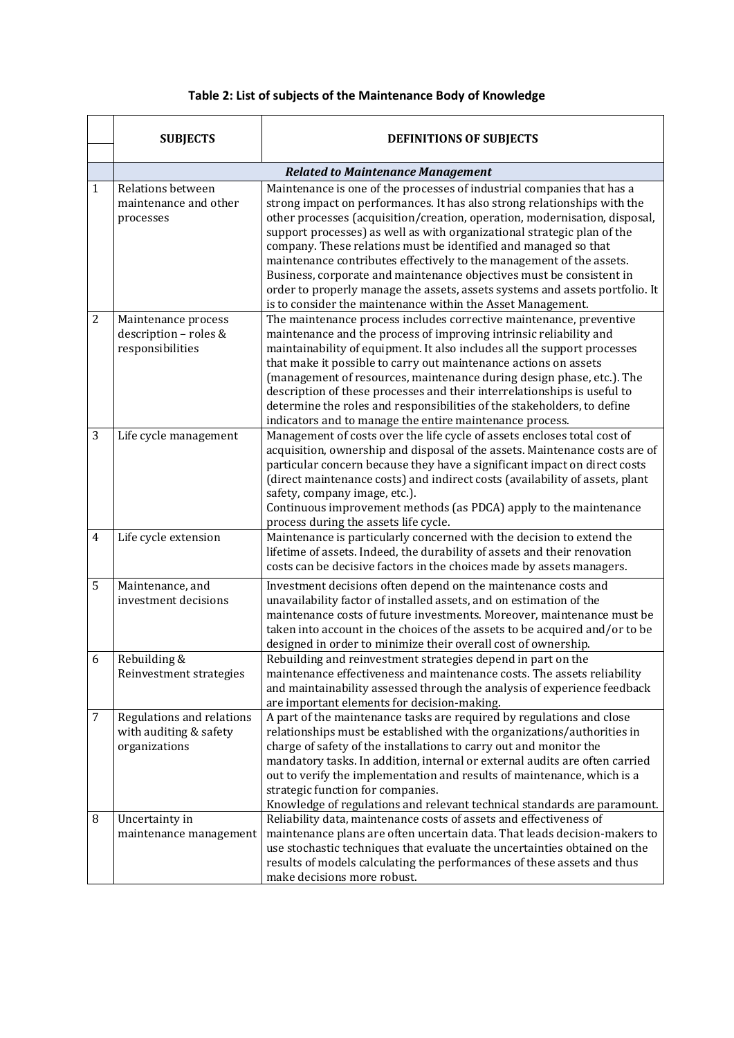**Table 2: List of subjects of the Maintenance Body of Knowledge**

| | SUBJECTS | DEFINITIONS OF SUBJECTS |
|---|---|---|
| | ***Related to Maintenance Management*** | |
| 1 | Relations between maintenance and other processes | Maintenance is one of the processes of industrial companies that has a strong impact on performances. It has also strong relationships with the other processes (acquisition/creation, operation, modernisation, disposal, support processes) as well as with organizational strategic plan of the company. These relations must be identified and managed so that maintenance contributes effectively to the management of the assets. Business, corporate and maintenance objectives must be consistent in order to properly manage the assets, assets systems and assets portfolio. It is to consider the maintenance within the Asset Management. |
| 2 | Maintenance process description – roles & responsibilities | The maintenance process includes corrective maintenance, preventive maintenance and the process of improving intrinsic reliability and maintainability of equipment. It also includes all the support processes that make it possible to carry out maintenance actions on assets (management of resources, maintenance during design phase, etc.). The description of these processes and their interrelationships is useful to determine the roles and responsibilities of the stakeholders, to define indicators and to manage the entire maintenance process. |
| 3 | Life cycle management | Management of costs over the life cycle of assets encloses total cost of acquisition, ownership and disposal of the assets. Maintenance costs are of particular concern because they have a significant impact on direct costs (direct maintenance costs) and indirect costs (availability of assets, plant safety, company image, etc.).<br>Continuous improvement methods (as PDCA) apply to the maintenance process during the assets life cycle. |
| 4 | Life cycle extension | Maintenance is particularly concerned with the decision to extend the lifetime of assets. Indeed, the durability of assets and their renovation costs can be decisive factors in the choices made by assets managers. |
| 5 | Maintenance, and investment decisions | Investment decisions often depend on the maintenance costs and unavailability factor of installed assets, and on estimation of the maintenance costs of future investments. Moreover, maintenance must be taken into account in the choices of the assets to be acquired and/or to be designed in order to minimize their overall cost of ownership. |
| 6 | Rebuilding & Reinvestment strategies | Rebuilding and reinvestment strategies depend in part on the maintenance effectiveness and maintenance costs. The assets reliability and maintainability assessed through the analysis of experience feedback are important elements for decision-making. |
| 7 | Regulations and relations with auditing & safety organizations | A part of the maintenance tasks are required by regulations and close relationships must be established with the organizations/authorities in charge of safety of the installations to carry out and monitor the mandatory tasks. In addition, internal or external audits are often carried out to verify the implementation and results of maintenance, which is a strategic function for companies.<br>Knowledge of regulations and relevant technical standards are paramount. |
| 8 | Uncertainty in maintenance management | Reliability data, maintenance costs of assets and effectiveness of maintenance plans are often uncertain data. That leads decision-makers to use stochastic techniques that evaluate the uncertainties obtained on the results of models calculating the performances of these assets and thus make decisions more robust. |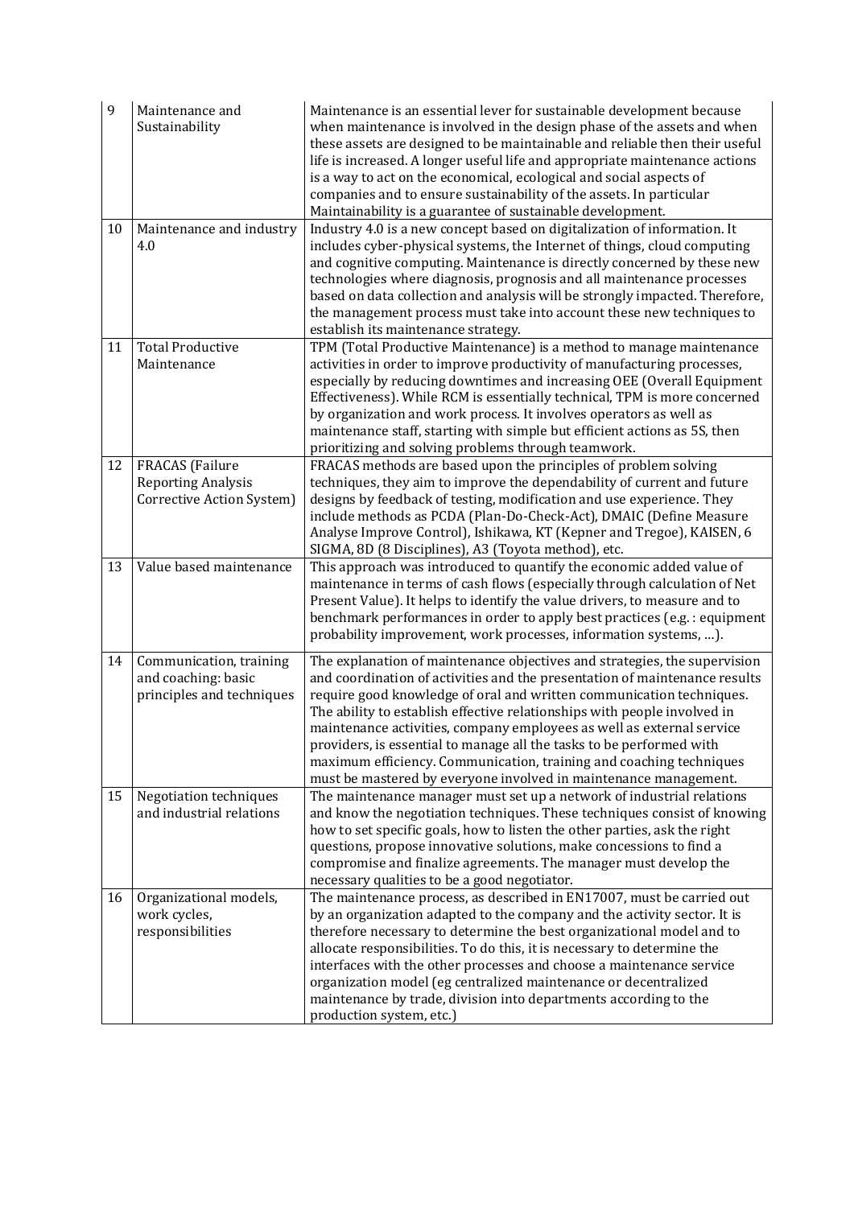| | | |
|---|---|---|
| 9 | Maintenance and Sustainability | Maintenance is an essential lever for sustainable development because when maintenance is involved in the design phase of the assets and when these assets are designed to be maintainable and reliable then their useful life is increased. A longer useful life and appropriate maintenance actions is a way to act on the economical, ecological and social aspects of companies and to ensure sustainability of the assets. In particular Maintainability is a guarantee of sustainable development. |
| 10 | Maintenance and industry 4.0 | Industry 4.0 is a new concept based on digitalization of information. It includes cyber-physical systems, the Internet of things, cloud computing and cognitive computing. Maintenance is directly concerned by these new technologies where diagnosis, prognosis and all maintenance processes based on data collection and analysis will be strongly impacted. Therefore, the management process must take into account these new techniques to establish its maintenance strategy. |
| 11 | Total Productive Maintenance | TPM (Total Productive Maintenance) is a method to manage maintenance activities in order to improve productivity of manufacturing processes, especially by reducing downtimes and increasing OEE (Overall Equipment Effectiveness). While RCM is essentially technical, TPM is more concerned by organization and work process. It involves operators as well as maintenance staff, starting with simple but efficient actions as 5S, then prioritizing and solving problems through teamwork. |
| 12 | FRACAS (Failure Reporting Analysis Corrective Action System) | FRACAS methods are based upon the principles of problem solving techniques, they aim to improve the dependability of current and future designs by feedback of testing, modification and use experience. They include methods as PCDA (Plan-Do-Check-Act), DMAIC (Define Measure Analyse Improve Control), Ishikawa, KT (Kepner and Tregoe), KAISEN, 6 SIGMA, 8D (8 Disciplines), A3 (Toyota method), etc. |
| 13 | Value based maintenance | This approach was introduced to quantify the economic added value of maintenance in terms of cash flows (especially through calculation of Net Present Value). It helps to identify the value drivers, to measure and to benchmark performances in order to apply best practices (e.g. : equipment probability improvement, work processes, information systems, ...). |
| 14 | Communication, training and coaching: basic principles and techniques | The explanation of maintenance objectives and strategies, the supervision and coordination of activities and the presentation of maintenance results require good knowledge of oral and written communication techniques. The ability to establish effective relationships with people involved in maintenance activities, company employees as well as external service providers, is essential to manage all the tasks to be performed with maximum efficiency. Communication, training and coaching techniques must be mastered by everyone involved in maintenance management. |
| 15 | Negotiation techniques and industrial relations | The maintenance manager must set up a network of industrial relations and know the negotiation techniques. These techniques consist of knowing how to set specific goals, how to listen the other parties, ask the right questions, propose innovative solutions, make concessions to find a compromise and finalize agreements. The manager must develop the necessary qualities to be a good negotiator. |
| 16 | Organizational models, work cycles, responsibilities | The maintenance process, as described in EN17007, must be carried out by an organization adapted to the company and the activity sector. It is therefore necessary to determine the best organizational model and to allocate responsibilities. To do this, it is necessary to determine the interfaces with the other processes and choose a maintenance service organization model (eg centralized maintenance or decentralized maintenance by trade, division into departments according to the production system, etc.) |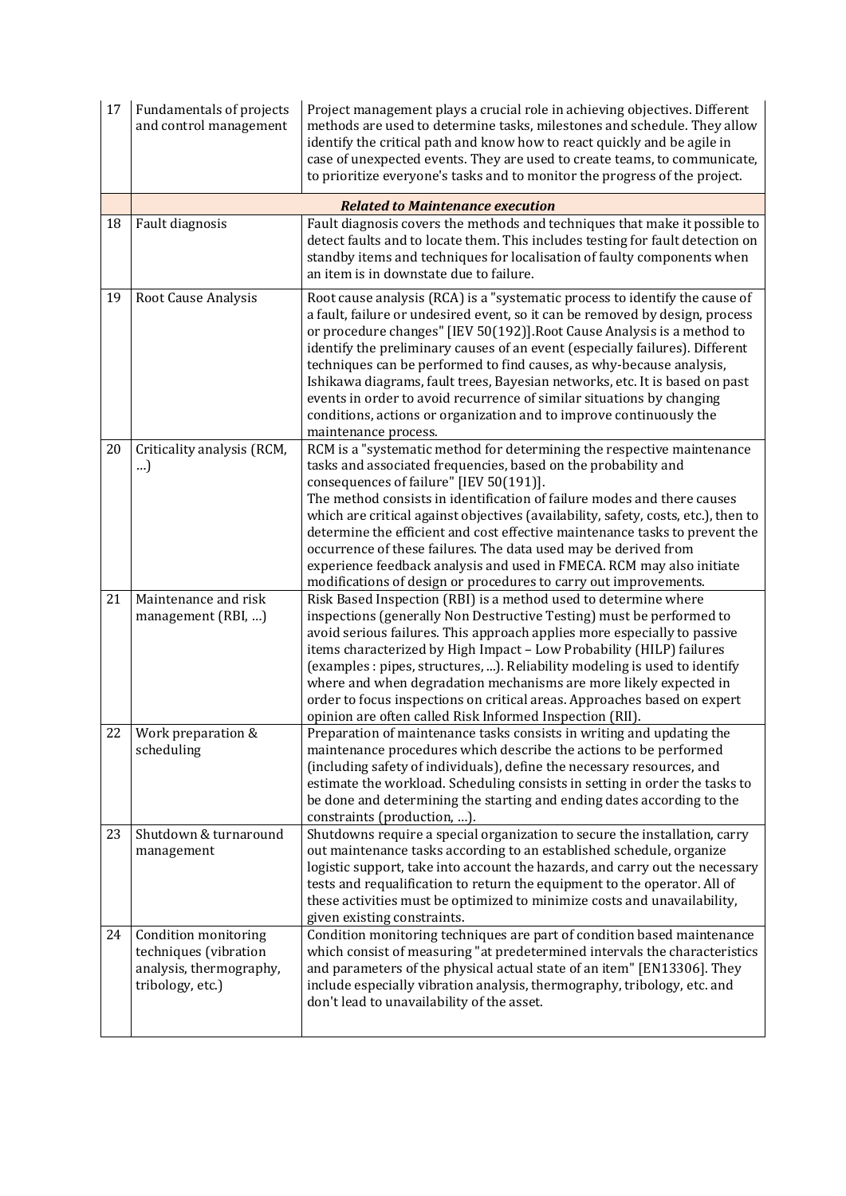| | | |
|---|---|---|
| 17 | Fundamentals of projects and control management | Project management plays a crucial role in achieving objectives. Different methods are used to determine tasks, milestones and schedule. They allow identify the critical path and know how to react quickly and be agile in case of unexpected events. They are used to create teams, to communicate, to prioritize everyone's tasks and to monitor the progress of the project. |
| | ***Related to Maintenance execution*** | |
| 18 | Fault diagnosis | Fault diagnosis covers the methods and techniques that make it possible to detect faults and to locate them. This includes testing for fault detection on standby items and techniques for localisation of faulty components when an item is in downstate due to failure. |
| 19 | Root Cause Analysis | Root cause analysis (RCA) is a "systematic process to identify the cause of a fault, failure or undesired event, so it can be removed by design, process or procedure changes" [IEV 50(192)].Root Cause Analysis is a method to identify the preliminary causes of an event (especially failures). Different techniques can be performed to find causes, as why-because analysis, Ishikawa diagrams, fault trees, Bayesian networks, etc. It is based on past events in order to avoid recurrence of similar situations by changing conditions, actions or organization and to improve continuously the maintenance process. |
| 20 | Criticality analysis (RCM, …) | RCM is a "systematic method for determining the respective maintenance tasks and associated frequencies, based on the probability and consequences of failure" [IEV 50(191)].<br>The method consists in identification of failure modes and there causes which are critical against objectives (availability, safety, costs, etc.), then to determine the efficient and cost effective maintenance tasks to prevent the occurrence of these failures. The data used may be derived from experience feedback analysis and used in FMECA. RCM may also initiate modifications of design or procedures to carry out improvements. |
| 21 | Maintenance and risk management (RBI, …) | Risk Based Inspection (RBI) is a method used to determine where inspections (generally Non Destructive Testing) must be performed to avoid serious failures. This approach applies more especially to passive items characterized by High Impact – Low Probability (HILP) failures (examples : pipes, structures, …). Reliability modeling is used to identify where and when degradation mechanisms are more likely expected in order to focus inspections on critical areas. Approaches based on expert opinion are often called Risk Informed Inspection (RII). |
| 22 | Work preparation & scheduling | Preparation of maintenance tasks consists in writing and updating the maintenance procedures which describe the actions to be performed (including safety of individuals), define the necessary resources, and estimate the workload. Scheduling consists in setting in order the tasks to be done and determining the starting and ending dates according to the constraints (production, …). |
| 23 | Shutdown & turnaround management | Shutdowns require a special organization to secure the installation, carry out maintenance tasks according to an established schedule, organize logistic support, take into account the hazards, and carry out the necessary tests and requalification to return the equipment to the operator. All of these activities must be optimized to minimize costs and unavailability, given existing constraints. |
| 24 | Condition monitoring techniques (vibration analysis, thermography, tribology, etc.) | Condition monitoring techniques are part of condition based maintenance which consist of measuring "at predetermined intervals the characteristics and parameters of the physical actual state of an item" [EN13306]. They include especially vibration analysis, thermography, tribology, etc. and don't lead to unavailability of the asset. |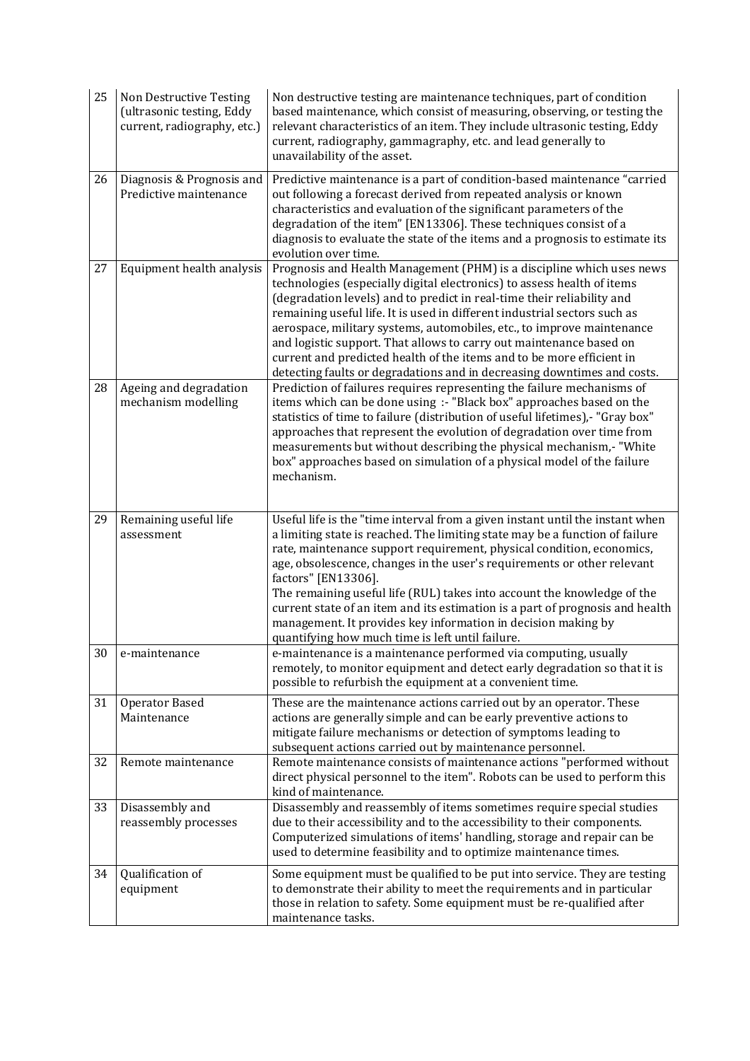| | | |
|---|---|---|
| 25 | Non Destructive Testing (ultrasonic testing, Eddy current, radiography, etc.) | Non destructive testing are maintenance techniques, part of condition based maintenance, which consist of measuring, observing, or testing the relevant characteristics of an item. They include ultrasonic testing, Eddy current, radiography, gammagraphy, etc. and lead generally to unavailability of the asset. |
| 26 | Diagnosis & Prognosis and Predictive maintenance | Predictive maintenance is a part of condition-based maintenance "carried out following a forecast derived from repeated analysis or known characteristics and evaluation of the significant parameters of the degradation of the item" [EN13306]. These techniques consist of a diagnosis to evaluate the state of the items and a prognosis to estimate its evolution over time. |
| 27 | Equipment health analysis | Prognosis and Health Management (PHM) is a discipline which uses news technologies (especially digital electronics) to assess health of items (degradation levels) and to predict in real-time their reliability and remaining useful life. It is used in different industrial sectors such as aerospace, military systems, automobiles, etc., to improve maintenance and logistic support. That allows to carry out maintenance based on current and predicted health of the items and to be more efficient in detecting faults or degradations and in decreasing downtimes and costs. |
| 28 | Ageing and degradation mechanism modelling | Prediction of failures requires representing the failure mechanisms of items which can be done using :- "Black box" approaches based on the statistics of time to failure (distribution of useful lifetimes),- "Gray box" approaches that represent the evolution of degradation over time from measurements but without describing the physical mechanism,- "White box" approaches based on simulation of a physical model of the failure mechanism. |
| 29 | Remaining useful life assessment | Useful life is the "time interval from a given instant until the instant when a limiting state is reached. The limiting state may be a function of failure rate, maintenance support requirement, physical condition, economics, age, obsolescence, changes in the user's requirements or other relevant factors" [EN13306].<br>The remaining useful life (RUL) takes into account the knowledge of the current state of an item and its estimation is a part of prognosis and health management. It provides key information in decision making by quantifying how much time is left until failure. |
| 30 | e-maintenance | e-maintenance is a maintenance performed via computing, usually remotely, to monitor equipment and detect early degradation so that it is possible to refurbish the equipment at a convenient time. |
| 31 | Operator Based Maintenance | These are the maintenance actions carried out by an operator. These actions are generally simple and can be early preventive actions to mitigate failure mechanisms or detection of symptoms leading to subsequent actions carried out by maintenance personnel. |
| 32 | Remote maintenance | Remote maintenance consists of maintenance actions "performed without direct physical personnel to the item". Robots can be used to perform this kind of maintenance. |
| 33 | Disassembly and reassembly processes | Disassembly and reassembly of items sometimes require special studies due to their accessibility and to the accessibility to their components. Computerized simulations of items' handling, storage and repair can be used to determine feasibility and to optimize maintenance times. |
| 34 | Qualification of equipment | Some equipment must be qualified to be put into service. They are testing to demonstrate their ability to meet the requirements and in particular those in relation to safety. Some equipment must be re-qualified after maintenance tasks. |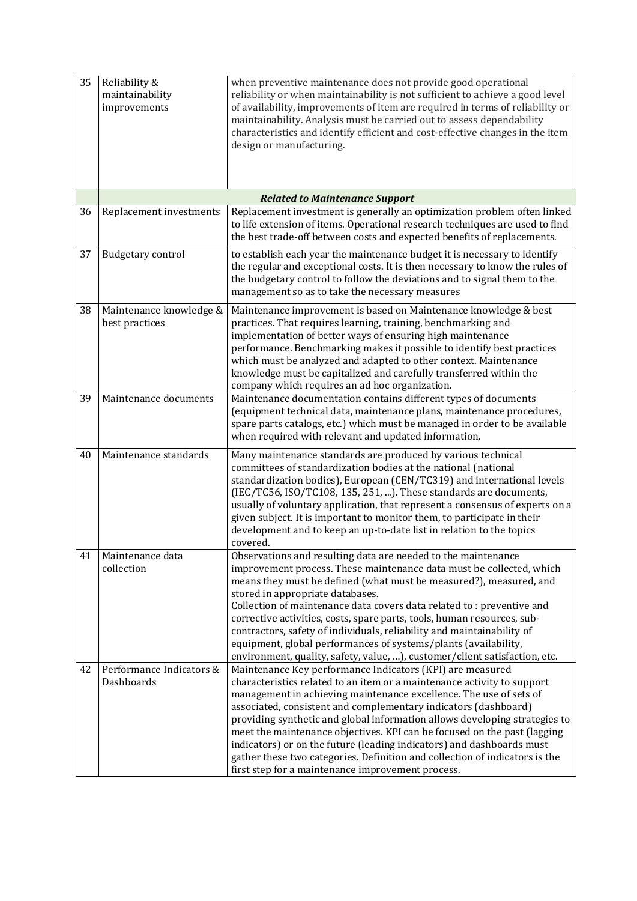| | | |
|---|---|---|
| 35 | Reliability & maintainability improvements | when preventive maintenance does not provide good operational reliability or when maintainability is not sufficient to achieve a good level of availability, improvements of item are required in terms of reliability or maintainability. Analysis must be carried out to assess dependability characteristics and identify efficient and cost-effective changes in the item design or manufacturing. |
| | ***Related to Maintenance Support*** | |
| 36 | Replacement investments | Replacement investment is generally an optimization problem often linked to life extension of items. Operational research techniques are used to find the best trade-off between costs and expected benefits of replacements. |
| 37 | Budgetary control | to establish each year the maintenance budget it is necessary to identify the regular and exceptional costs. It is then necessary to know the rules of the budgetary control to follow the deviations and to signal them to the management so as to take the necessary measures |
| 38 | Maintenance knowledge & best practices | Maintenance improvement is based on Maintenance knowledge & best practices. That requires learning, training, benchmarking and implementation of better ways of ensuring high maintenance performance. Benchmarking makes it possible to identify best practices which must be analyzed and adapted to other context. Maintenance knowledge must be capitalized and carefully transferred within the company which requires an ad hoc organization. |
| 39 | Maintenance documents | Maintenance documentation contains different types of documents (equipment technical data, maintenance plans, maintenance procedures, spare parts catalogs, etc.) which must be managed in order to be available when required with relevant and updated information. |
| 40 | Maintenance standards | Many maintenance standards are produced by various technical committees of standardization bodies at the national (national standardization bodies), European (CEN/TC319) and international levels (IEC/TC56, ISO/TC108, 135, 251, ...). These standards are documents, usually of voluntary application, that represent a consensus of experts on a given subject. It is important to monitor them, to participate in their development and to keep an up-to-date list in relation to the topics covered. |
| 41 | Maintenance data collection | Observations and resulting data are needed to the maintenance improvement process. These maintenance data must be collected, which means they must be defined (what must be measured?), measured, and stored in appropriate databases.<br>Collection of maintenance data covers data related to : preventive and corrective activities, costs, spare parts, tools, human resources, sub-contractors, safety of individuals, reliability and maintainability of equipment, global performances of systems/plants (availability, environment, quality, safety, value, ...), customer/client satisfaction, etc. |
| 42 | Performance Indicators & Dashboards | Maintenance Key performance Indicators (KPI) are measured characteristics related to an item or a maintenance activity to support management in achieving maintenance excellence. The use of sets of associated, consistent and complementary indicators (dashboard) providing synthetic and global information allows developing strategies to meet the maintenance objectives. KPI can be focused on the past (lagging indicators) or on the future (leading indicators) and dashboards must gather these two categories. Definition and collection of indicators is the first step for a maintenance improvement process. |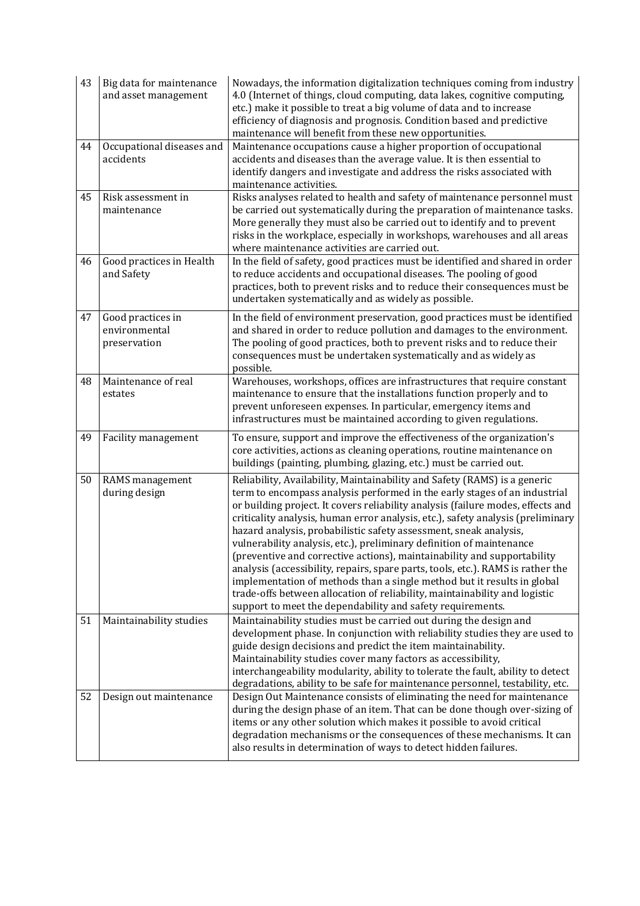| | | |
|---|---|---|
| 43 | Big data for maintenance and asset management | Nowadays, the information digitalization techniques coming from industry 4.0 (Internet of things, cloud computing, data lakes, cognitive computing, etc.) make it possible to treat a big volume of data and to increase efficiency of diagnosis and prognosis. Condition based and predictive maintenance will benefit from these new opportunities. |
| 44 | Occupational diseases and accidents | Maintenance occupations cause a higher proportion of occupational accidents and diseases than the average value. It is then essential to identify dangers and investigate and address the risks associated with maintenance activities. |
| 45 | Risk assessment in maintenance | Risks analyses related to health and safety of maintenance personnel must be carried out systematically during the preparation of maintenance tasks. More generally they must also be carried out to identify and to prevent risks in the workplace, especially in workshops, warehouses and all areas where maintenance activities are carried out. |
| 46 | Good practices in Health and Safety | In the field of safety, good practices must be identified and shared in order to reduce accidents and occupational diseases. The pooling of good practices, both to prevent risks and to reduce their consequences must be undertaken systematically and as widely as possible. |
| 47 | Good practices in environmental preservation | In the field of environment preservation, good practices must be identified and shared in order to reduce pollution and damages to the environment. The pooling of good practices, both to prevent risks and to reduce their consequences must be undertaken systematically and as widely as possible. |
| 48 | Maintenance of real estates | Warehouses, workshops, offices are infrastructures that require constant maintenance to ensure that the installations function properly and to prevent unforeseen expenses. In particular, emergency items and infrastructures must be maintained according to given regulations. |
| 49 | Facility management | To ensure, support and improve the effectiveness of the organization's core activities, actions as cleaning operations, routine maintenance on buildings (painting, plumbing, glazing, etc.) must be carried out. |
| 50 | RAMS management during design | Reliability, Availability, Maintainability and Safety (RAMS) is a generic term to encompass analysis performed in the early stages of an industrial or building project. It covers reliability analysis (failure modes, effects and criticality analysis, human error analysis, etc.), safety analysis (preliminary hazard analysis, probabilistic safety assessment, sneak analysis, vulnerability analysis, etc.), preliminary definition of maintenance (preventive and corrective actions), maintainability and supportability analysis (accessibility, repairs, spare parts, tools, etc.). RAMS is rather the implementation of methods than a single method but it results in global trade-offs between allocation of reliability, maintainability and logistic support to meet the dependability and safety requirements. |
| 51 | Maintainability studies | Maintainability studies must be carried out during the design and development phase. In conjunction with reliability studies they are used to guide design decisions and predict the item maintainability. Maintainability studies cover many factors as accessibility, interchangeability modularity, ability to tolerate the fault, ability to detect degradations, ability to be safe for maintenance personnel, testability, etc. |
| 52 | Design out maintenance | Design Out Maintenance consists of eliminating the need for maintenance during the design phase of an item. That can be done though over-sizing of items or any other solution which makes it possible to avoid critical degradation mechanisms or the consequences of these mechanisms. It can also results in determination of ways to detect hidden failures. |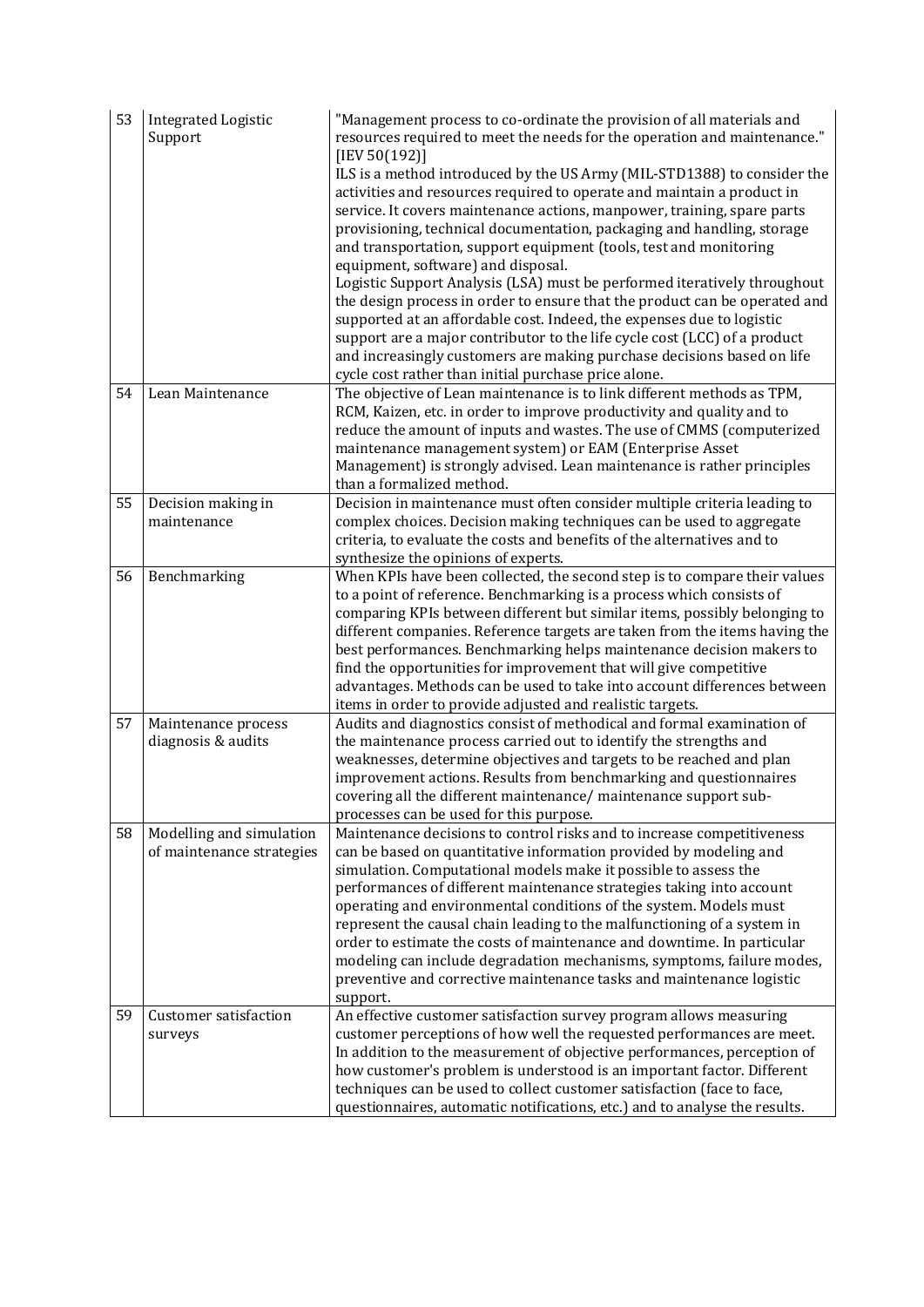| | | |
|---|---|---|
| 53 | Integrated Logistic Support | "Management process to co-ordinate the provision of all materials and resources required to meet the needs for the operation and maintenance." [IEV 50(192)] ILS is a method introduced by the US Army (MIL-STD1388) to consider the activities and resources required to operate and maintain a product in service. It covers maintenance actions, manpower, training, spare parts provisioning, technical documentation, packaging and handling, storage and transportation, support equipment (tools, test and monitoring equipment, software) and disposal. Logistic Support Analysis (LSA) must be performed iteratively throughout the design process in order to ensure that the product can be operated and supported at an affordable cost. Indeed, the expenses due to logistic support are a major contributor to the life cycle cost (LCC) of a product and increasingly customers are making purchase decisions based on life cycle cost rather than initial purchase price alone. |
| 54 | Lean Maintenance | The objective of Lean maintenance is to link different methods as TPM, RCM, Kaizen, etc. in order to improve productivity and quality and to reduce the amount of inputs and wastes. The use of CMMS (computerized maintenance management system) or EAM (Enterprise Asset Management) is strongly advised. Lean maintenance is rather principles than a formalized method. |
| 55 | Decision making in maintenance | Decision in maintenance must often consider multiple criteria leading to complex choices. Decision making techniques can be used to aggregate criteria, to evaluate the costs and benefits of the alternatives and to synthesize the opinions of experts. |
| 56 | Benchmarking | When KPIs have been collected, the second step is to compare their values to a point of reference. Benchmarking is a process which consists of comparing KPIs between different but similar items, possibly belonging to different companies. Reference targets are taken from the items having the best performances. Benchmarking helps maintenance decision makers to find the opportunities for improvement that will give competitive advantages. Methods can be used to take into account differences between items in order to provide adjusted and realistic targets. |
| 57 | Maintenance process diagnosis & audits | Audits and diagnostics consist of methodical and formal examination of the maintenance process carried out to identify the strengths and weaknesses, determine objectives and targets to be reached and plan improvement actions. Results from benchmarking and questionnaires covering all the different maintenance/ maintenance support sub-processes can be used for this purpose. |
| 58 | Modelling and simulation of maintenance strategies | Maintenance decisions to control risks and to increase competitiveness can be based on quantitative information provided by modeling and simulation. Computational models make it possible to assess the performances of different maintenance strategies taking into account operating and environmental conditions of the system. Models must represent the causal chain leading to the malfunctioning of a system in order to estimate the costs of maintenance and downtime. In particular modeling can include degradation mechanisms, symptoms, failure modes, preventive and corrective maintenance tasks and maintenance logistic support. |
| 59 | Customer satisfaction surveys | An effective customer satisfaction survey program allows measuring customer perceptions of how well the requested performances are meet. In addition to the measurement of objective performances, perception of how customer's problem is understood is an important factor. Different techniques can be used to collect customer satisfaction (face to face, questionnaires, automatic notifications, etc.) and to analyse the results. |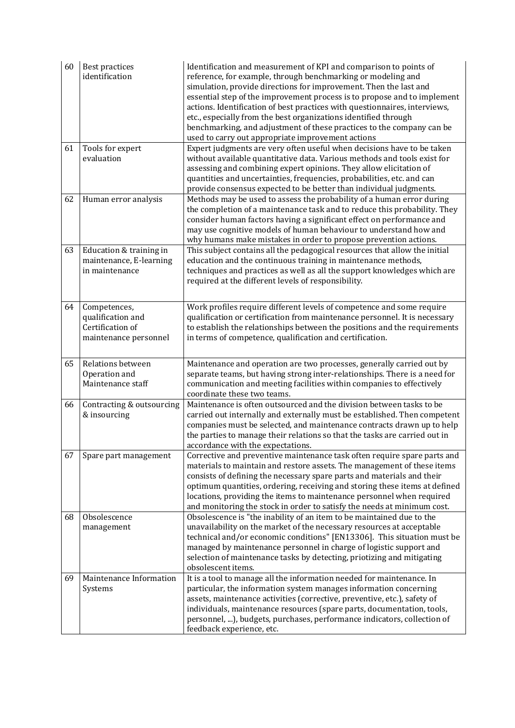| | | |
|---|---|---|
| 60 | Best practices identification | Identification and measurement of KPI and comparison to points of reference, for example, through benchmarking or modeling and simulation, provide directions for improvement. Then the last and essential step of the improvement process is to propose and to implement actions. Identification of best practices with questionnaires, interviews, etc., especially from the best organizations identified through benchmarking, and adjustment of these practices to the company can be used to carry out appropriate improvement actions |
| 61 | Tools for expert evaluation | Expert judgments are very often useful when decisions have to be taken without available quantitative data. Various methods and tools exist for assessing and combining expert opinions. They allow elicitation of quantities and uncertainties, frequencies, probabilities, etc. and can provide consensus expected to be better than individual judgments. |
| 62 | Human error analysis | Methods may be used to assess the probability of a human error during the completion of a maintenance task and to reduce this probability. They consider human factors having a significant effect on performance and may use cognitive models of human behaviour to understand how and why humans make mistakes in order to propose prevention actions. |
| 63 | Education & training in maintenance, E-learning in maintenance | This subject contains all the pedagogical resources that allow the initial education and the continuous training in maintenance methods, techniques and practices as well as all the support knowledges which are required at the different levels of responsibility. |
| 64 | Competences, qualification and Certification of maintenance personnel | Work profiles require different levels of competence and some require qualification or certification from maintenance personnel. It is necessary to establish the relationships between the positions and the requirements in terms of competence, qualification and certification. |
| 65 | Relations between Operation and Maintenance staff | Maintenance and operation are two processes, generally carried out by separate teams, but having strong inter-relationships. There is a need for communication and meeting facilities within companies to effectively coordinate these two teams. |
| 66 | Contracting & outsourcing & insourcing | Maintenance is often outsourced and the division between tasks to be carried out internally and externally must be established. Then competent companies must be selected, and maintenance contracts drawn up to help the parties to manage their relations so that the tasks are carried out in accordance with the expectations. |
| 67 | Spare part management | Corrective and preventive maintenance task often require spare parts and materials to maintain and restore assets. The management of these items consists of defining the necessary spare parts and materials and their optimum quantities, ordering, receiving and storing these items at defined locations, providing the items to maintenance personnel when required and monitoring the stock in order to satisfy the needs at minimum cost. |
| 68 | Obsolescence management | Obsolescence is "the inability of an item to be maintained due to the unavailability on the market of the necessary resources at acceptable technical and/or economic conditions" [EN13306]. This situation must be managed by maintenance personnel in charge of logistic support and selection of maintenance tasks by detecting, priotizing and mitigating obsolescent items. |
| 69 | Maintenance Information Systems | It is a tool to manage all the information needed for maintenance. In particular, the information system manages information concerning assets, maintenance activities (corrective, preventive, etc.), safety of individuals, maintenance resources (spare parts, documentation, tools, personnel, ...), budgets, purchases, performance indicators, collection of feedback experience, etc. |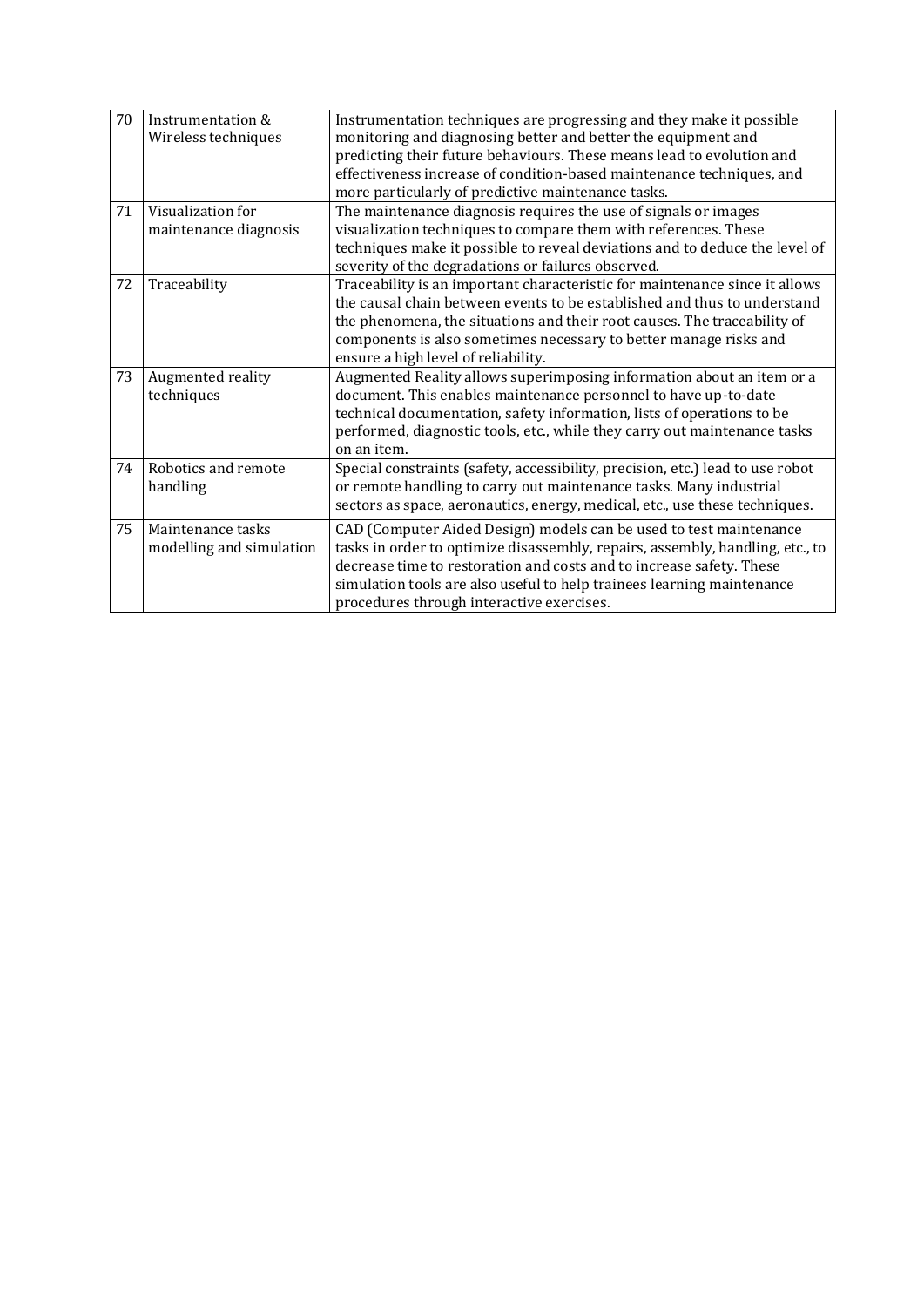| | | |
|---|---|---|
| 70 | Instrumentation & Wireless techniques | Instrumentation techniques are progressing and they make it possible monitoring and diagnosing better and better the equipment and predicting their future behaviours. These means lead to evolution and effectiveness increase of condition-based maintenance techniques, and more particularly of predictive maintenance tasks. |
| 71 | Visualization for maintenance diagnosis | The maintenance diagnosis requires the use of signals or images visualization techniques to compare them with references. These techniques make it possible to reveal deviations and to deduce the level of severity of the degradations or failures observed. |
| 72 | Traceability | Traceability is an important characteristic for maintenance since it allows the causal chain between events to be established and thus to understand the phenomena, the situations and their root causes. The traceability of components is also sometimes necessary to better manage risks and ensure a high level of reliability. |
| 73 | Augmented reality techniques | Augmented Reality allows superimposing information about an item or a document. This enables maintenance personnel to have up-to-date technical documentation, safety information, lists of operations to be performed, diagnostic tools, etc., while they carry out maintenance tasks on an item. |
| 74 | Robotics and remote handling | Special constraints (safety, accessibility, precision, etc.) lead to use robot or remote handling to carry out maintenance tasks. Many industrial sectors as space, aeronautics, energy, medical, etc., use these techniques. |
| 75 | Maintenance tasks modelling and simulation | CAD (Computer Aided Design) models can be used to test maintenance tasks in order to optimize disassembly, repairs, assembly, handling, etc., to decrease time to restoration and costs and to increase safety. These simulation tools are also useful to help trainees learning maintenance procedures through interactive exercises. |